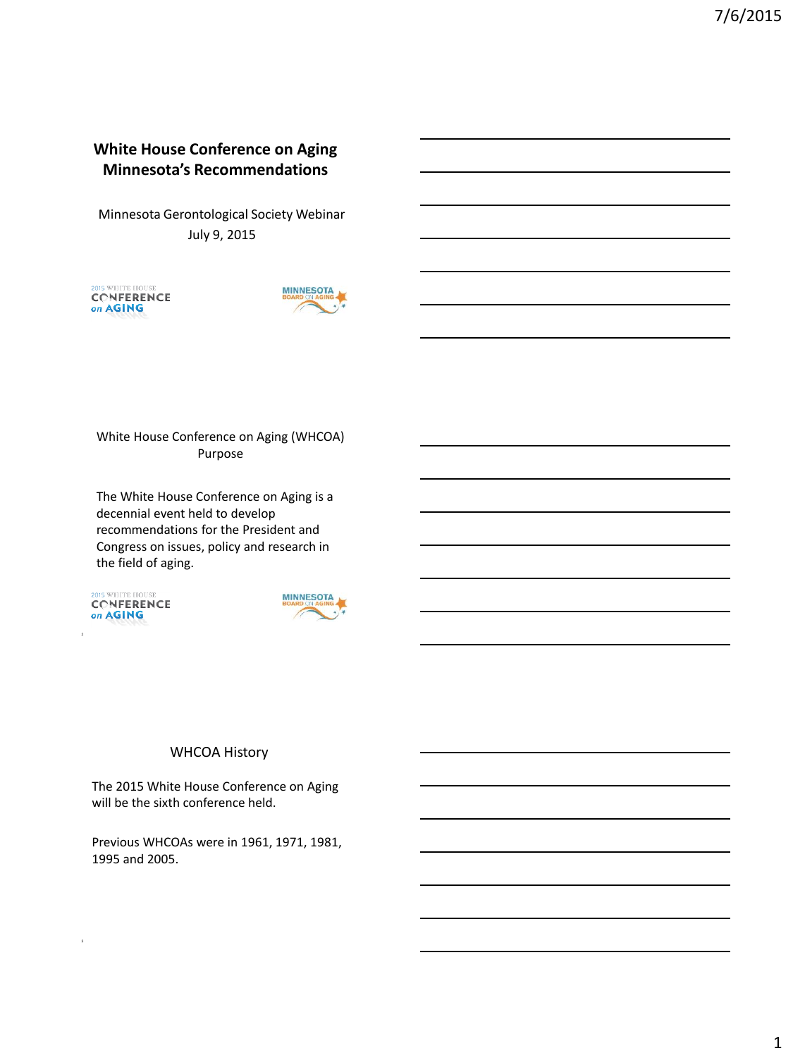# White House Conference on Aging Minnesota's Recommendations

Minnesota Gerontological Society Webinar
July 9, 2015

2015 WHITE HOUSE CONFERENCE on AGING

MINNESOTA BOARD ON AGING

## White House Conference on Aging (WHCOA) Purpose

The White House Conference on Aging is a decennial event held to develop recommendations for the President and Congress on issues, policy and research in the field of aging.

2015 WHITE HOUSE CONFERENCE on AGING

MINNESOTA BOARD ON AGING

## WHCOA History

The 2015 White House Conference on Aging will be the sixth conference held.

Previous WHCOAs were in 1961, 1971, 1981, 1995 and 2005.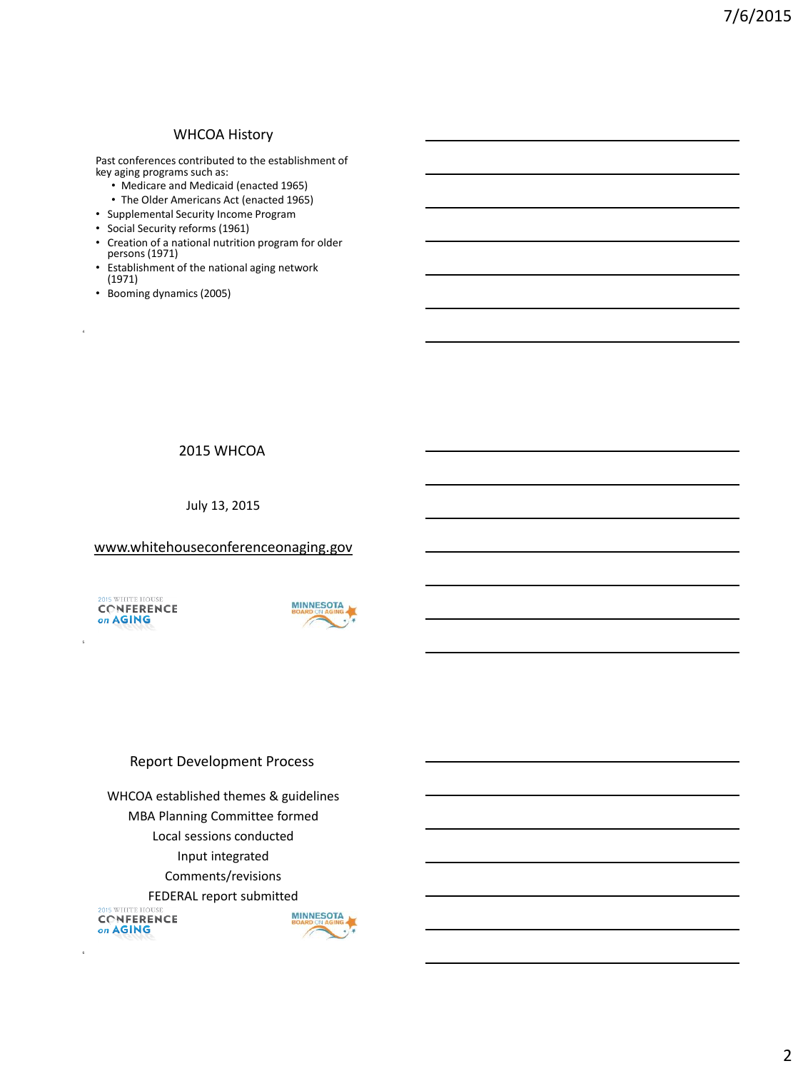## WHCOA History

Past conferences contributed to the establishment of key aging programs such as:

- Medicare and Medicaid (enacted 1965)
- The Older Americans Act (enacted 1965)
- Supplemental Security Income Program
- Social Security reforms (1961)
- Creation of a national nutrition program for older persons (1971)
- Establishment of the national aging network (1971)
- Booming dynamics (2005)

## 2015 WHCOA

July 13, 2015

www.whitehouseconferenceonaging.gov

2015 WHITE HOUSE CONFERENCE on AGING

MINNESOTA BOARD ON AGING

## Report Development Process

WHCOA established themes & guidelines

MBA Planning Committee formed

Local sessions conducted

Input integrated

Comments/revisions

FEDERAL report submitted

2015 WHITE HOUSE CONFERENCE on AGING

MINNESOTA BOARD ON AGING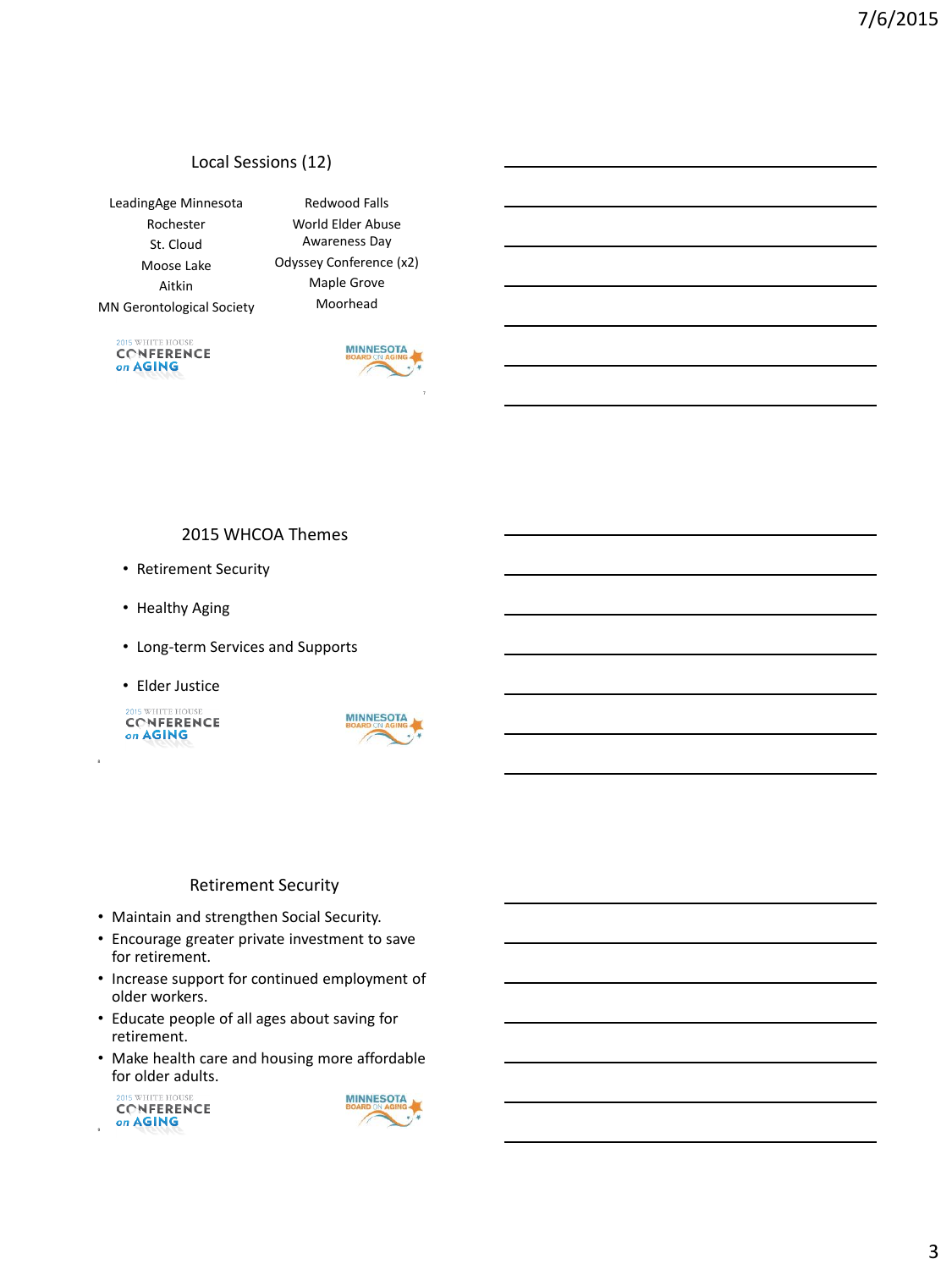## Local Sessions (12)

LeadingAge Minnesota
Rochester
St. Cloud
Moose Lake
Aitkin
MN Gerontological Society
Redwood Falls
World Elder Abuse Awareness Day
Odyssey Conference (x2)
Maple Grove
Moorhead

## 2015 WHCOA Themes

- Retirement Security
- Healthy Aging
- Long-term Services and Supports
- Elder Justice

## Retirement Security

- Maintain and strengthen Social Security.
- Encourage greater private investment to save for retirement.
- Increase support for continued employment of older workers.
- Educate people of all ages about saving for retirement.
- Make health care and housing more affordable for older adults.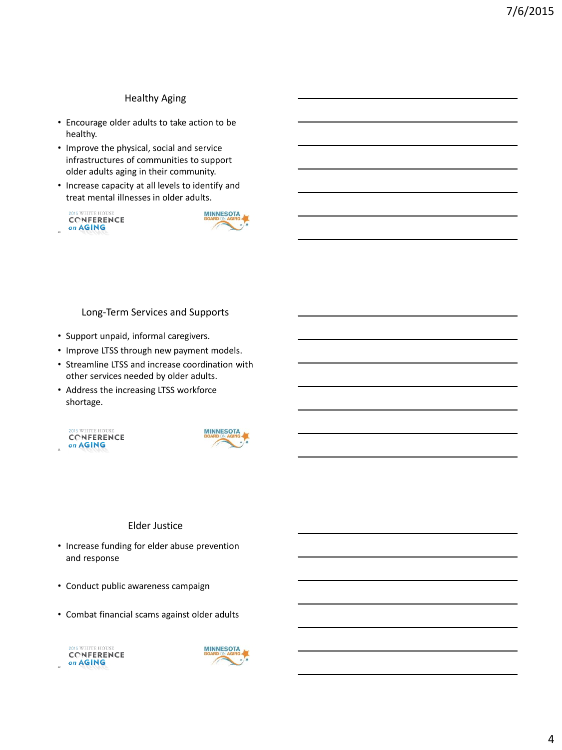## Healthy Aging

- Encourage older adults to take action to be healthy.
- Improve the physical, social and service infrastructures of communities to support older adults aging in their community.
- Increase capacity at all levels to identify and treat mental illnesses in older adults.

2015 WHITE HOUSE CONFERENCE on AGING

MINNESOTA BOARD ON AGING

## Long-Term Services and Supports

- Support unpaid, informal caregivers.
- Improve LTSS through new payment models.
- Streamline LTSS and increase coordination with other services needed by older adults.
- Address the increasing LTSS workforce shortage.

2015 WHITE HOUSE CONFERENCE on AGING

MINNESOTA BOARD ON AGING

## Elder Justice

- Increase funding for elder abuse prevention and response
- Conduct public awareness campaign
- Combat financial scams against older adults

2015 WHITE HOUSE CONFERENCE on AGING

MINNESOTA BOARD ON AGING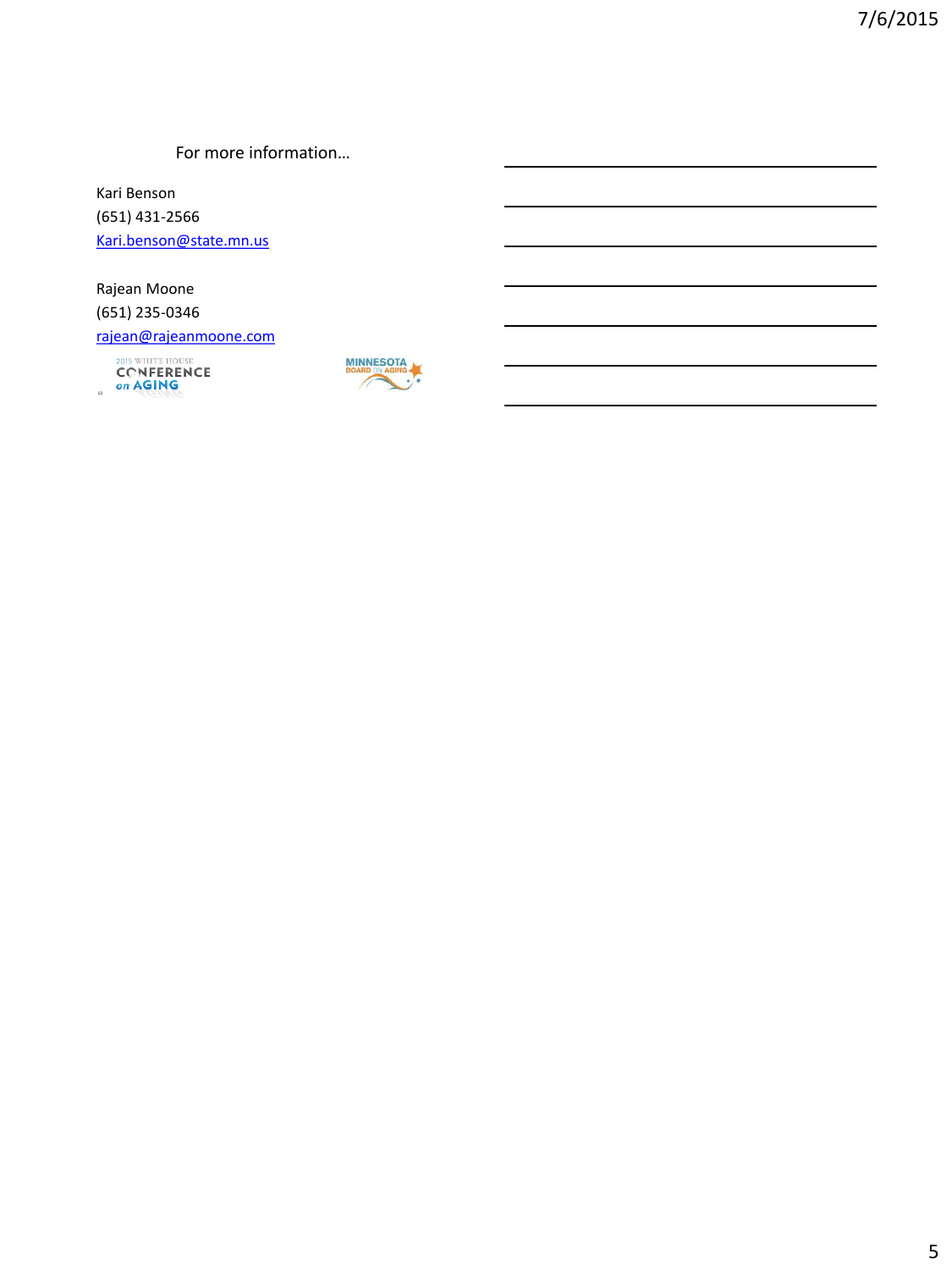For more information…

Kari Benson
(651) 431-2566
Kari.benson@state.mn.us

Rajean Moone
(651) 235-0346
rajean@rajeanmoone.com

2015 WHITE HOUSE CONFERENCE on AGING

MINNESOTA BOARD ON AGING